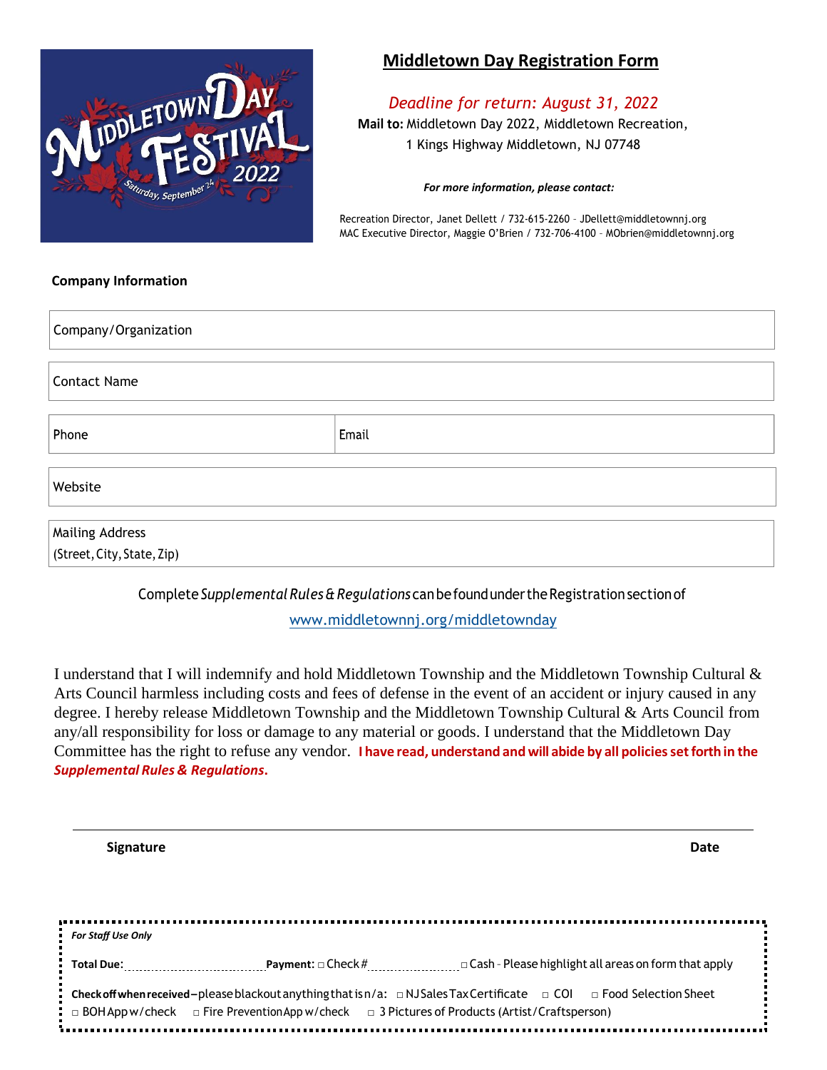# Middletown Day Registration Form

*Deadline for return: August 31, 2022*

**Mail to:** Middletown Day 2022, Middletown Recreation, 1 Kings Highway Middletown, NJ 07748

***For more information, please contact:***

Recreation Director, Janet Dellett / 732-615-2260 – JDellett@middletownnj.org
MAC Executive Director, Maggie O'Brien / 732-706-4100 – MObrien@middletownnj.org

**Company Information**

| Company/Organization | |
|---|---|
| Contact Name | |
| Phone | Email |
| Website | |
| Mailing Address (Street, City, State, Zip) | |

Complete *Supplemental Rules & Regulations* can be found under the Registration section of

www.middletownnj.org/middletownday

I understand that I will indemnify and hold Middletown Township and the Middletown Township Cultural & Arts Council harmless including costs and fees of defense in the event of an accident or injury caused in any degree. I hereby release Middletown Township and the Middletown Township Cultural & Arts Council from any/all responsibility for loss or damage to any material or goods. I understand that the Middletown Day Committee has the right to refuse any vendor. **I have read, understand and will abide by all policies set forth in the *Supplemental Rules & Regulations*.**

______________________________________________________________________

**Signature** **Date**

***For Staff Use Only***

**Total Due:**__________ **Payment:** □ Check #__________ □ Cash - Please highlight all areas on form that apply

**Check off when received** – please blackout anything that is n/a: □ NJ Sales Tax Certificate □ COI □ Food Selection Sheet □ BOH App w/check □ Fire Prevention App w/check □ 3 Pictures of Products (Artist/Craftsperson)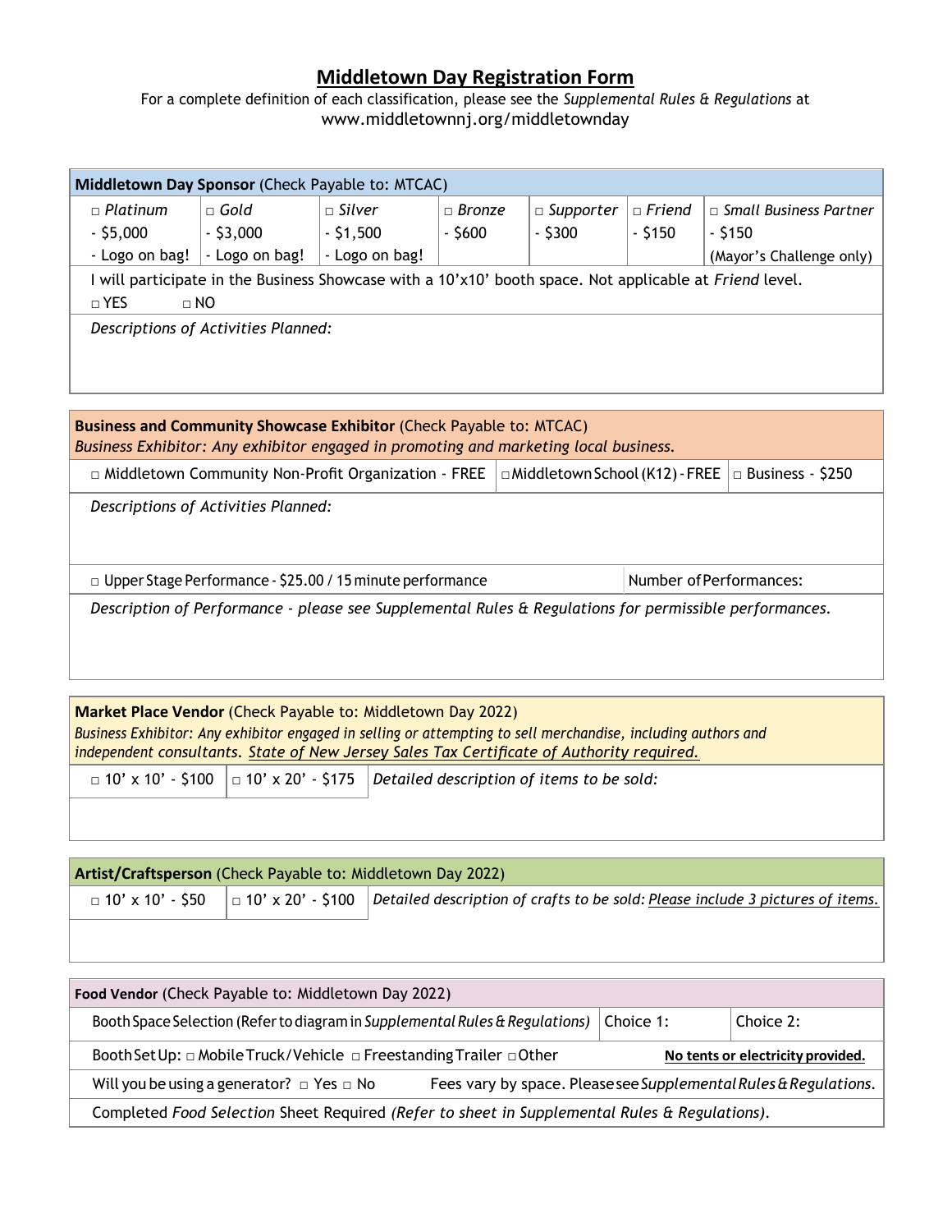# Middletown Day Registration Form

For a complete definition of each classification, please see the *Supplemental Rules & Regulations* at www.middletownnj.org/middletownday

| **Middletown Day Sponsor** (Check Payable to: MTCAC) | | | | | | |
|---|---|---|---|---|---|---|
| □ *Platinum* - $5,000 - Logo on bag! | □ *Gold* - $3,000 - Logo on bag! | □ *Silver* - $1,500 - Logo on bag! | □ *Bronze* - $600 | □ *Supporter* - $300 | □ *Friend* - $150 | □ *Small Business Partner* - $150 (Mayor's Challenge only) |
| I will participate in the Business Showcase with a 10'x10' booth space. Not applicable at *Friend* level. □ YES □ NO | | | | | | |
| *Descriptions of Activities Planned:* | | | | | | |

| **Business and Community Showcase Exhibitor** (Check Payable to: MTCAC) *Business Exhibitor: Any exhibitor engaged in promoting and marketing local business.* | | |
|---|---|---|
| □ Middletown Community Non-Profit Organization - FREE | □ Middletown School (K12) - FREE | □ Business - $250 |
| *Descriptions of Activities Planned:* | | |
| □ Upper Stage Performance - $25.00 / 15 minute performance | Number of Performances: | |
| *Description of Performance - please see Supplemental Rules & Regulations for permissible performances.* | | |

| **Market Place Vendor** (Check Payable to: Middletown Day 2022) *Business Exhibitor: Any exhibitor engaged in selling or attempting to sell merchandise, including authors and independent consultants. State of New Jersey Sales Tax Certificate of Authority required.* | | |
|---|---|---|
| □ 10' x 10' - $100 | □ 10' x 20' - $175 | *Detailed description of items to be sold:* |

| **Artist/Craftsperson** (Check Payable to: Middletown Day 2022) | | |
|---|---|---|
| □ 10' x 10' - $50 | □ 10' x 20' - $100 | *Detailed description of crafts to be sold: Please include 3 pictures of items.* |

| **Food Vendor** (Check Payable to: Middletown Day 2022) | | |
|---|---|---|
| Booth Space Selection (Refer to diagram in *Supplemental Rules & Regulations*) | Choice 1: | Choice 2: |
| Booth Set Up: □ Mobile Truck/Vehicle □ Freestanding Trailer □ Other | | **No tents or electricity provided.** |
| Will you be using a generator? □ Yes □ No | Fees vary by space. Please see *Supplemental Rules & Regulations*. | |
| Completed *Food Selection* Sheet Required *(Refer to sheet in Supplemental Rules & Regulations)*. | | |